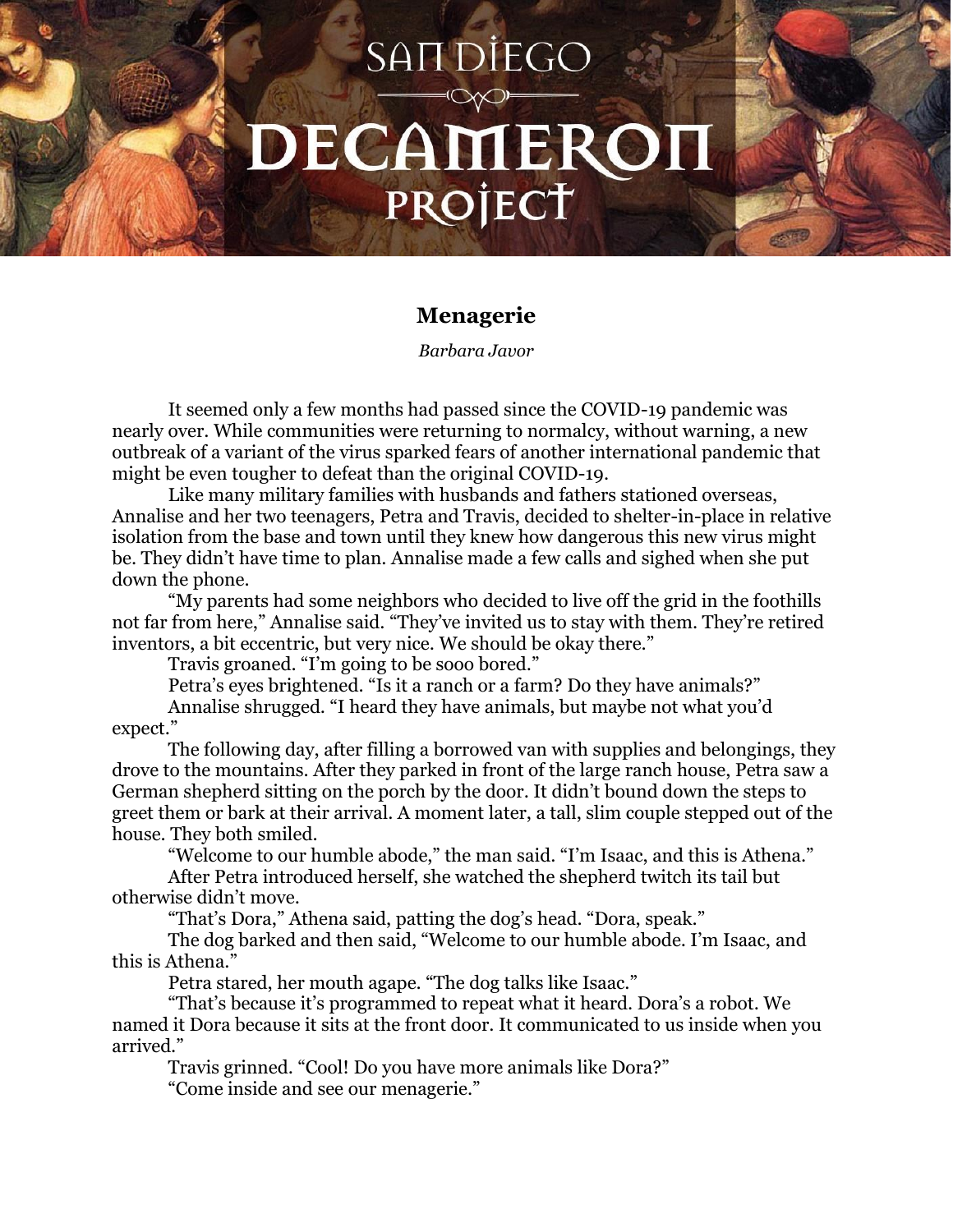# SAN DIEGO DECAMERON PROJECT

## Menagerie

*Barbara Javor*

It seemed only a few months had passed since the COVID-19 pandemic was nearly over. While communities were returning to normalcy, without warning, a new outbreak of a variant of the virus sparked fears of another international pandemic that might be even tougher to defeat than the original COVID-19.

Like many military families with husbands and fathers stationed overseas, Annalise and her two teenagers, Petra and Travis, decided to shelter-in-place in relative isolation from the base and town until they knew how dangerous this new virus might be. They didn't have time to plan. Annalise made a few calls and sighed when she put down the phone.

"My parents had some neighbors who decided to live off the grid in the foothills not far from here," Annalise said. "They've invited us to stay with them. They're retired inventors, a bit eccentric, but very nice. We should be okay there."

Travis groaned. "I'm going to be sooo bored."

Petra's eyes brightened. "Is it a ranch or a farm? Do they have animals?"

Annalise shrugged. "I heard they have animals, but maybe not what you'd expect."

The following day, after filling a borrowed van with supplies and belongings, they drove to the mountains. After they parked in front of the large ranch house, Petra saw a German shepherd sitting on the porch by the door. It didn't bound down the steps to greet them or bark at their arrival. A moment later, a tall, slim couple stepped out of the house. They both smiled.

"Welcome to our humble abode," the man said. "I'm Isaac, and this is Athena."

After Petra introduced herself, she watched the shepherd twitch its tail but otherwise didn't move.

"That's Dora," Athena said, patting the dog's head. "Dora, speak."

The dog barked and then said, "Welcome to our humble abode. I'm Isaac, and this is Athena."

Petra stared, her mouth agape. "The dog talks like Isaac."

"That's because it's programmed to repeat what it heard. Dora's a robot. We named it Dora because it sits at the front door. It communicated to us inside when you arrived."

Travis grinned. "Cool! Do you have more animals like Dora?"

"Come inside and see our menagerie."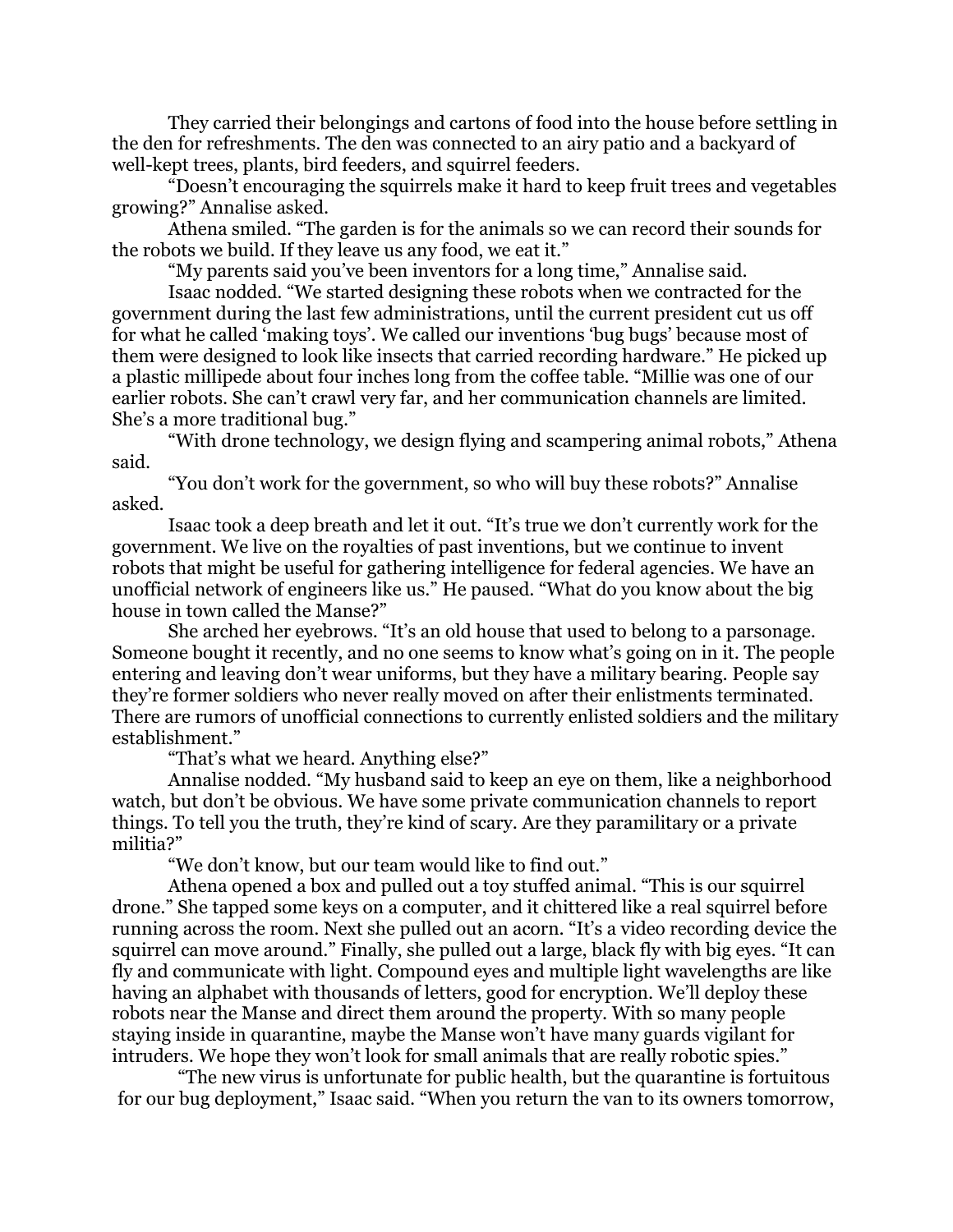They carried their belongings and cartons of food into the house before settling in the den for refreshments. The den was connected to an airy patio and a backyard of well-kept trees, plants, bird feeders, and squirrel feeders.

"Doesn't encouraging the squirrels make it hard to keep fruit trees and vegetables growing?" Annalise asked.

Athena smiled. "The garden is for the animals so we can record their sounds for the robots we build. If they leave us any food, we eat it."

"My parents said you've been inventors for a long time," Annalise said.

Isaac nodded. "We started designing these robots when we contracted for the government during the last few administrations, until the current president cut us off for what he called 'making toys'. We called our inventions 'bug bugs' because most of them were designed to look like insects that carried recording hardware." He picked up a plastic millipede about four inches long from the coffee table. "Millie was one of our earlier robots. She can't crawl very far, and her communication channels are limited. She's a more traditional bug."

"With drone technology, we design flying and scampering animal robots," Athena said.

"You don't work for the government, so who will buy these robots?" Annalise asked.

Isaac took a deep breath and let it out. "It's true we don't currently work for the government. We live on the royalties of past inventions, but we continue to invent robots that might be useful for gathering intelligence for federal agencies. We have an unofficial network of engineers like us." He paused. "What do you know about the big house in town called the Manse?"

She arched her eyebrows. "It's an old house that used to belong to a parsonage. Someone bought it recently, and no one seems to know what's going on in it. The people entering and leaving don't wear uniforms, but they have a military bearing. People say they're former soldiers who never really moved on after their enlistments terminated. There are rumors of unofficial connections to currently enlisted soldiers and the military establishment."

"That's what we heard. Anything else?"

Annalise nodded. "My husband said to keep an eye on them, like a neighborhood watch, but don't be obvious. We have some private communication channels to report things. To tell you the truth, they're kind of scary. Are they paramilitary or a private militia?"

"We don't know, but our team would like to find out."

Athena opened a box and pulled out a toy stuffed animal. "This is our squirrel drone." She tapped some keys on a computer, and it chittered like a real squirrel before running across the room. Next she pulled out an acorn. "It's a video recording device the squirrel can move around." Finally, she pulled out a large, black fly with big eyes. "It can fly and communicate with light. Compound eyes and multiple light wavelengths are like having an alphabet with thousands of letters, good for encryption. We'll deploy these robots near the Manse and direct them around the property. With so many people staying inside in quarantine, maybe the Manse won't have many guards vigilant for intruders. We hope they won't look for small animals that are really robotic spies."

"The new virus is unfortunate for public health, but the quarantine is fortuitous for our bug deployment," Isaac said. "When you return the van to its owners tomorrow,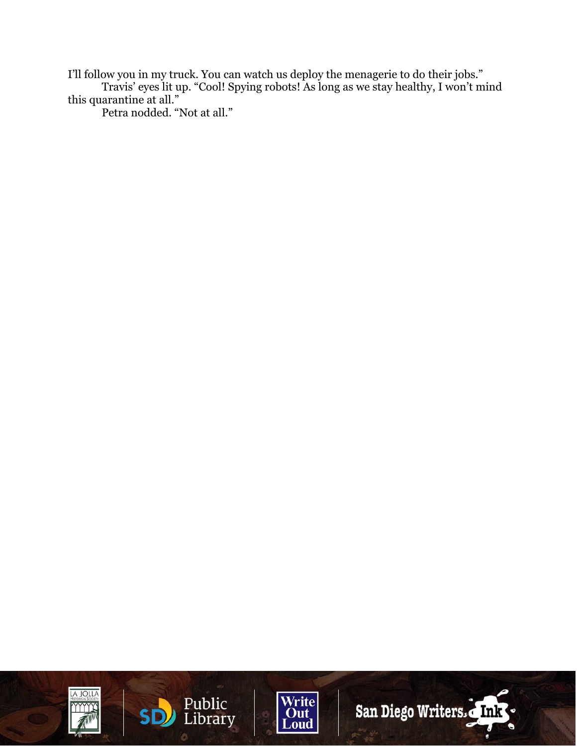I'll follow you in my truck. You can watch us deploy the menagerie to do their jobs."

Travis' eyes lit up. "Cool! Spying robots! As long as we stay healthy, I won't mind this quarantine at all."

Petra nodded. "Not at all."